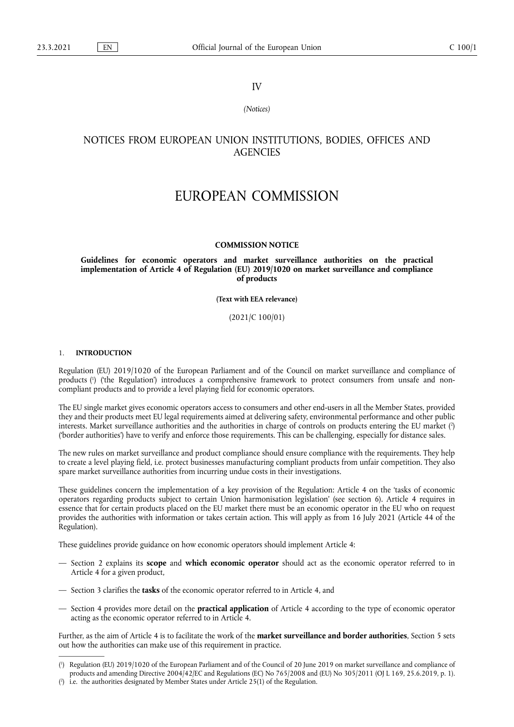IV

*(Notices)*

## NOTICES FROM EUROPEAN UNION INSTITUTIONS, BODIES, OFFICES AND AGENCIES

# EUROPEAN COMMISSION

**COMMISSION NOTICE**

**Guidelines for economic operators and market surveillance authorities on the practical implementation of Article 4 of Regulation (EU) 2019/1020 on market surveillance and compliance of products**

**(Text with EEA relevance)**

(2021/C 100/01)

## 1. INTRODUCTION

Regulation (EU) 2019/1020 of the European Parliament and of the Council on market surveillance and compliance of products [1] ('the Regulation') introduces a comprehensive framework to protect consumers from unsafe and non-compliant products and to provide a level playing field for economic operators.

The EU single market gives economic operators access to consumers and other end-users in all the Member States, provided they and their products meet EU legal requirements aimed at delivering safety, environmental performance and other public interests. Market surveillance authorities and the authorities in charge of controls on products entering the EU market [2] ('border authorities') have to verify and enforce those requirements. This can be challenging, especially for distance sales.

The new rules on market surveillance and product compliance should ensure compliance with the requirements. They help to create a level playing field, i.e. protect businesses manufacturing compliant products from unfair competition. They also spare market surveillance authorities from incurring undue costs in their investigations.

These guidelines concern the implementation of a key provision of the Regulation: Article 4 on the 'tasks of economic operators regarding products subject to certain Union harmonisation legislation' (see section 6). Article 4 requires in essence that for certain products placed on the EU market there must be an economic operator in the EU who on request provides the authorities with information or takes certain action. This will apply as from 16 July 2021 (Article 44 of the Regulation).

These guidelines provide guidance on how economic operators should implement Article 4:

— Section 2 explains its **scope** and **which economic operator** should act as the economic operator referred to in Article 4 for a given product,

— Section 3 clarifies the **tasks** of the economic operator referred to in Article 4, and

— Section 4 provides more detail on the **practical application** of Article 4 according to the type of economic operator acting as the economic operator referred to in Article 4.

Further, as the aim of Article 4 is to facilitate the work of the **market surveillance and border authorities**, Section 5 sets out how the authorities can make use of this requirement in practice.

---

[1] Regulation (EU) 2019/1020 of the European Parliament and of the Council of 20 June 2019 on market surveillance and compliance of products and amending Directive 2004/42/EC and Regulations (EC) No 765/2008 and (EU) No 305/2011 (OJ L 169, 25.6.2019, p. 1).

[2] i.e. the authorities designated by Member States under Article 25(1) of the Regulation.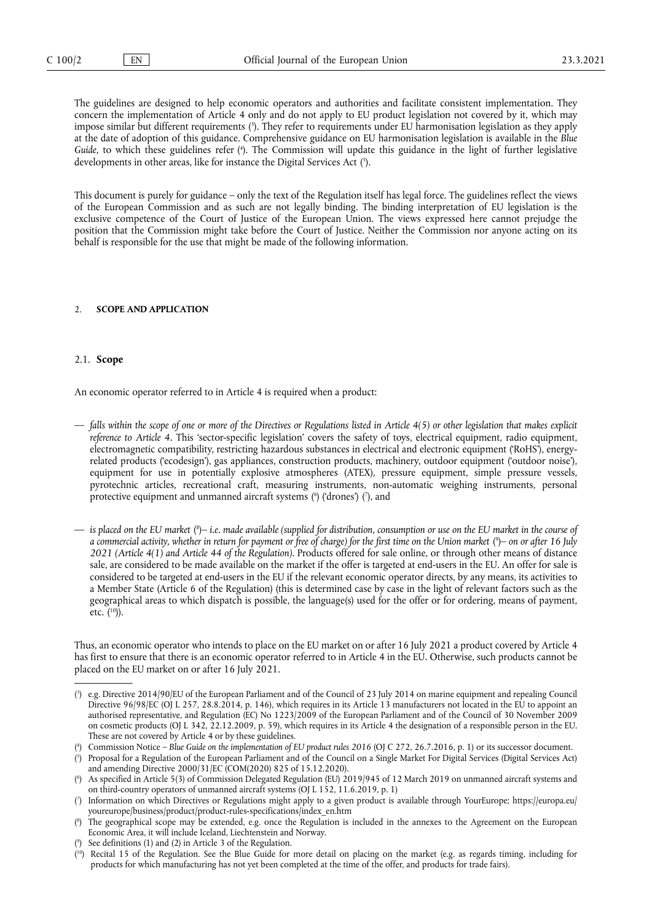The guidelines are designed to help economic operators and authorities and facilitate consistent implementation. They concern the implementation of Article 4 only and do not apply to EU product legislation not covered by it, which may impose similar but different requirements ([3]). They refer to requirements under EU harmonisation legislation as they apply at the date of adoption of this guidance. Comprehensive guidance on EU harmonisation legislation is available in the *Blue Guide*, to which these guidelines refer ([4]). The Commission will update this guidance in the light of further legislative developments in other areas, like for instance the Digital Services Act ([5]).

This document is purely for guidance – only the text of the Regulation itself has legal force. The guidelines reflect the views of the European Commission and as such are not legally binding. The binding interpretation of EU legislation is the exclusive competence of the Court of Justice of the European Union. The views expressed here cannot prejudge the position that the Commission might take before the Court of Justice. Neither the Commission nor anyone acting on its behalf is responsible for the use that might be made of the following information.

## 2. SCOPE AND APPLICATION

### 2.1. Scope

An economic operator referred to in Article 4 is required when a product:

— *falls within the scope of one or more of the Directives or Regulations listed in Article 4(5) or other legislation that makes explicit reference to Article 4*. This 'sector-specific legislation' covers the safety of toys, electrical equipment, radio equipment, electromagnetic compatibility, restricting hazardous substances in electrical and electronic equipment ('RoHS'), energy-related products ('ecodesign'), gas appliances, construction products, machinery, outdoor equipment ('outdoor noise'), equipment for use in potentially explosive atmospheres (ATEX), pressure equipment, simple pressure vessels, pyrotechnic articles, recreational craft, measuring instruments, non-automatic weighing instruments, personal protective equipment and unmanned aircraft systems ([6]) ('drones') ([7]), and

— *is placed on the EU market* ([8])*– i.e. made available (supplied for distribution, consumption or use on the EU market in the course of a commercial activity, whether in return for payment or free of charge) for the first time on the Union market* ([9])*– on or after 16 July 2021 (Article 4(1) and Article 44 of the Regulation)*. Products offered for sale online, or through other means of distance sale, are considered to be made available on the market if the offer is targeted at end-users in the EU. An offer for sale is considered to be targeted at end-users in the EU if the relevant economic operator directs, by any means, its activities to a Member State (Article 6 of the Regulation) (this is determined case by case in the light of relevant factors such as the geographical areas to which dispatch is possible, the language(s) used for the offer or for ordering, means of payment, etc. ([10])).

Thus, an economic operator who intends to place on the EU market on or after 16 July 2021 a product covered by Article 4 has first to ensure that there is an economic operator referred to in Article 4 in the EU. Otherwise, such products cannot be placed on the EU market on or after 16 July 2021.

---

([3]) e.g. Directive 2014/90/EU of the European Parliament and of the Council of 23 July 2014 on marine equipment and repealing Council Directive 96/98/EC (OJ L 257, 28.8.2014, p. 146), which requires in its Article 13 manufacturers not located in the EU to appoint an authorised representative, and Regulation (EC) No 1223/2009 of the European Parliament and of the Council of 30 November 2009 on cosmetic products (OJ L 342, 22.12.2009, p. 59), which requires in its Article 4 the designation of a responsible person in the EU. These are not covered by Article 4 or by these guidelines.

([4]) Commission Notice – *Blue Guide on the implementation of EU product rules 2016* (OJ C 272, 26.7.2016, p. 1) or its successor document.

([5]) Proposal for a Regulation of the European Parliament and of the Council on a Single Market For Digital Services (Digital Services Act) and amending Directive 2000/31/EC (COM(2020) 825 of 15.12.2020).

([6]) As specified in Article 5(3) of Commission Delegated Regulation (EU) 2019/945 of 12 March 2019 on unmanned aircraft systems and on third-country operators of unmanned aircraft systems (OJ L 152, 11.6.2019, p. 1)

([7]) Information on which Directives or Regulations might apply to a given product is available through YourEurope; https://europa.eu/youreurope/business/product/product-rules-specifications/index_en.htm

([8]) The geographical scope may be extended, e.g. once the Regulation is included in the annexes to the Agreement on the European Economic Area, it will include Iceland, Liechtenstein and Norway.

([9]) See definitions (1) and (2) in Article 3 of the Regulation.

([10]) Recital 15 of the Regulation. See the Blue Guide for more detail on placing on the market (e.g. as regards timing, including for products for which manufacturing has not yet been completed at the time of the offer, and products for trade fairs).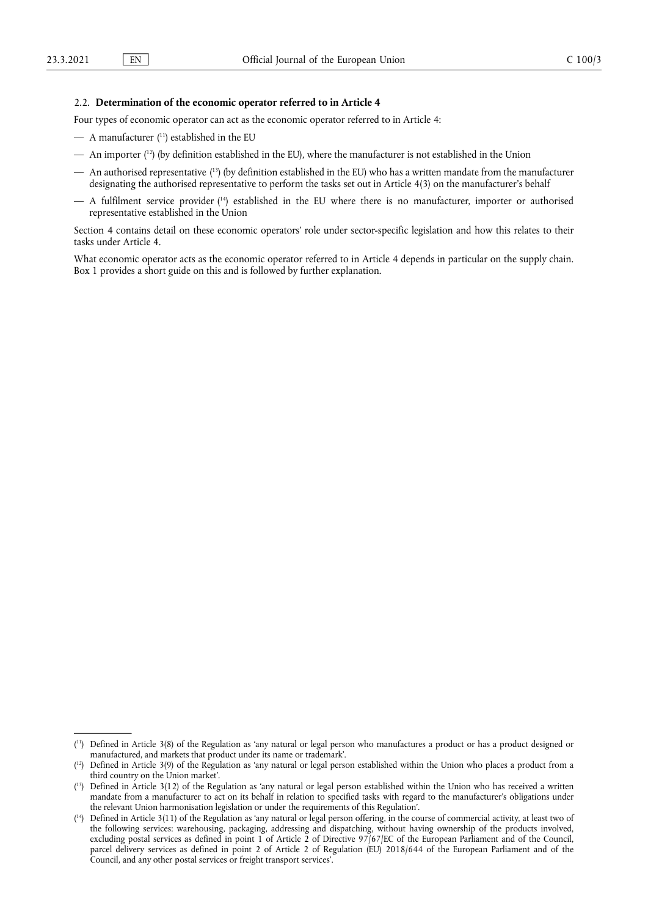### 2.2. **Determination of the economic operator referred to in Article 4**

Four types of economic operator can act as the economic operator referred to in Article 4:

— A manufacturer [11] established in the EU

— An importer [12] (by definition established in the EU), where the manufacturer is not established in the Union

— An authorised representative [13] (by definition established in the EU) who has a written mandate from the manufacturer designating the authorised representative to perform the tasks set out in Article 4(3) on the manufacturer's behalf

— A fulfilment service provider [14] established in the EU where there is no manufacturer, importer or authorised representative established in the Union

Section 4 contains detail on these economic operators' role under sector-specific legislation and how this relates to their tasks under Article 4.

What economic operator acts as the economic operator referred to in Article 4 depends in particular on the supply chain. Box 1 provides a short guide on this and is followed by further explanation.

---

[11] Defined in Article 3(8) of the Regulation as 'any natural or legal person who manufactures a product or has a product designed or manufactured, and markets that product under its name or trademark'.

[12] Defined in Article 3(9) of the Regulation as 'any natural or legal person established within the Union who places a product from a third country on the Union market'.

[13] Defined in Article 3(12) of the Regulation as 'any natural or legal person established within the Union who has received a written mandate from a manufacturer to act on its behalf in relation to specified tasks with regard to the manufacturer's obligations under the relevant Union harmonisation legislation or under the requirements of this Regulation'.

[14] Defined in Article 3(11) of the Regulation as 'any natural or legal person offering, in the course of commercial activity, at least two of the following services: warehousing, packaging, addressing and dispatching, without having ownership of the products involved, excluding postal services as defined in point 1 of Article 2 of Directive 97/67/EC of the European Parliament and of the Council, parcel delivery services as defined in point 2 of Article 2 of Regulation (EU) 2018/644 of the European Parliament and of the Council, and any other postal services or freight transport services'.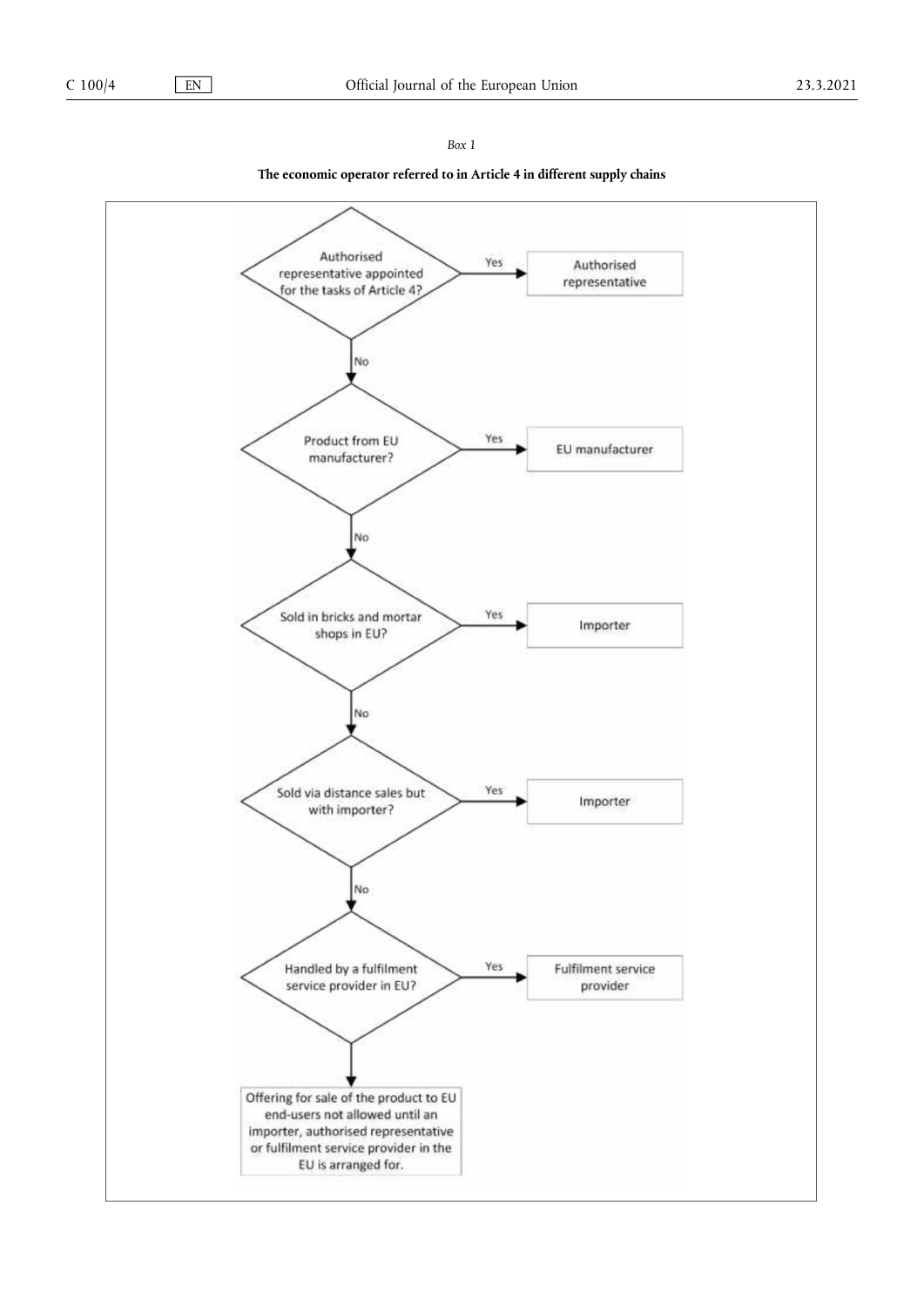*Box 1*

**The economic operator referred to in Article 4 in different supply chains**

Authorised representative appointed for the tasks of Article 4? — Yes → Authorised representative

No ↓

Product from EU manufacturer? — Yes → EU manufacturer

No ↓

Sold in bricks and mortar shops in EU? — Yes → Importer

No ↓

Sold via distance sales but with importer? — Yes → Importer

No ↓

Handled by a fulfilment service provider in EU? — Yes → Fulfilment service provider

↓

Offering for sale of the product to EU end-users not allowed until an importer, authorised representative or fulfilment service provider in the EU is arranged for.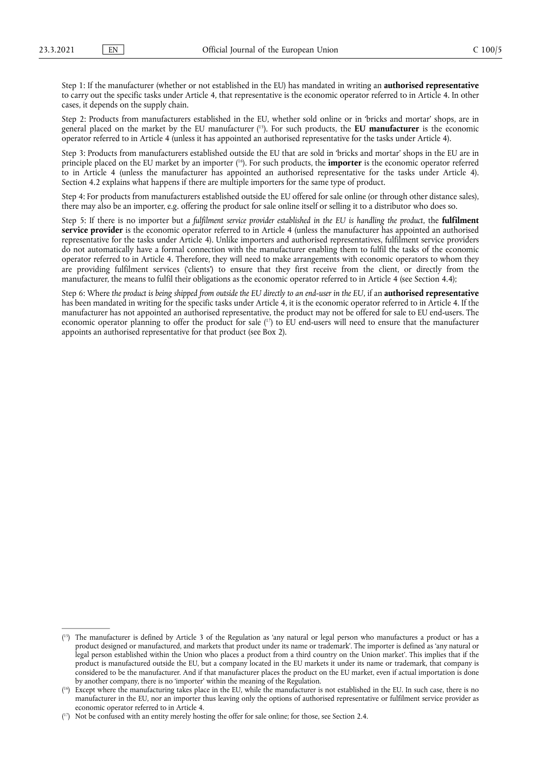Step 1: If the manufacturer (whether or not established in the EU) has mandated in writing an **authorised representative** to carry out the specific tasks under Article 4, that representative is the economic operator referred to in Article 4. In other cases, it depends on the supply chain.

Step 2: Products from manufacturers established in the EU, whether sold online or in 'bricks and mortar' shops, are in general placed on the market by the EU manufacturer [15]. For such products, the **EU manufacturer** is the economic operator referred to in Article 4 (unless it has appointed an authorised representative for the tasks under Article 4).

Step 3: Products from manufacturers established outside the EU that are sold in 'bricks and mortar' shops in the EU are in principle placed on the EU market by an importer [16]. For such products, the **importer** is the economic operator referred to in Article 4 (unless the manufacturer has appointed an authorised representative for the tasks under Article 4). Section 4.2 explains what happens if there are multiple importers for the same type of product.

Step 4: For products from manufacturers established outside the EU offered for sale online (or through other distance sales), there may also be an importer, e.g. offering the product for sale online itself or selling it to a distributor who does so.

Step 5: If there is no importer but *a fulfilment service provider established in the EU is handling the product*, the **fulfilment service provider** is the economic operator referred to in Article 4 (unless the manufacturer has appointed an authorised representative for the tasks under Article 4). Unlike importers and authorised representatives, fulfilment service providers do not automatically have a formal connection with the manufacturer enabling them to fulfil the tasks of the economic operator referred to in Article 4. Therefore, they will need to make arrangements with economic operators to whom they are providing fulfilment services ('clients') to ensure that they first receive from the client, or directly from the manufacturer, the means to fulfil their obligations as the economic operator referred to in Article 4 (see Section 4.4);

Step 6: Where *the product is being shipped from outside the EU directly to an end-user in the EU*, if an **authorised representative** has been mandated in writing for the specific tasks under Article 4, it is the economic operator referred to in Article 4. If the manufacturer has not appointed an authorised representative, the product may not be offered for sale to EU end-users. The economic operator planning to offer the product for sale [17] to EU end-users will need to ensure that the manufacturer appoints an authorised representative for that product (see Box 2).

---

[15] The manufacturer is defined by Article 3 of the Regulation as 'any natural or legal person who manufactures a product or has a product designed or manufactured, and markets that product under its name or trademark'. The importer is defined as 'any natural or legal person established within the Union who places a product from a third country on the Union market'. This implies that if the product is manufactured outside the EU, but a company located in the EU markets it under its name or trademark, that company is considered to be the manufacturer. And if that manufacturer places the product on the EU market, even if actual importation is done by another company, there is no 'importer' within the meaning of the Regulation.

[16] Except where the manufacturing takes place in the EU, while the manufacturer is not established in the EU. In such case, there is no manufacturer in the EU, nor an importer thus leaving only the options of authorised representative or fulfilment service provider as economic operator referred to in Article 4.

[17] Not be confused with an entity merely hosting the offer for sale online; for those, see Section 2.4.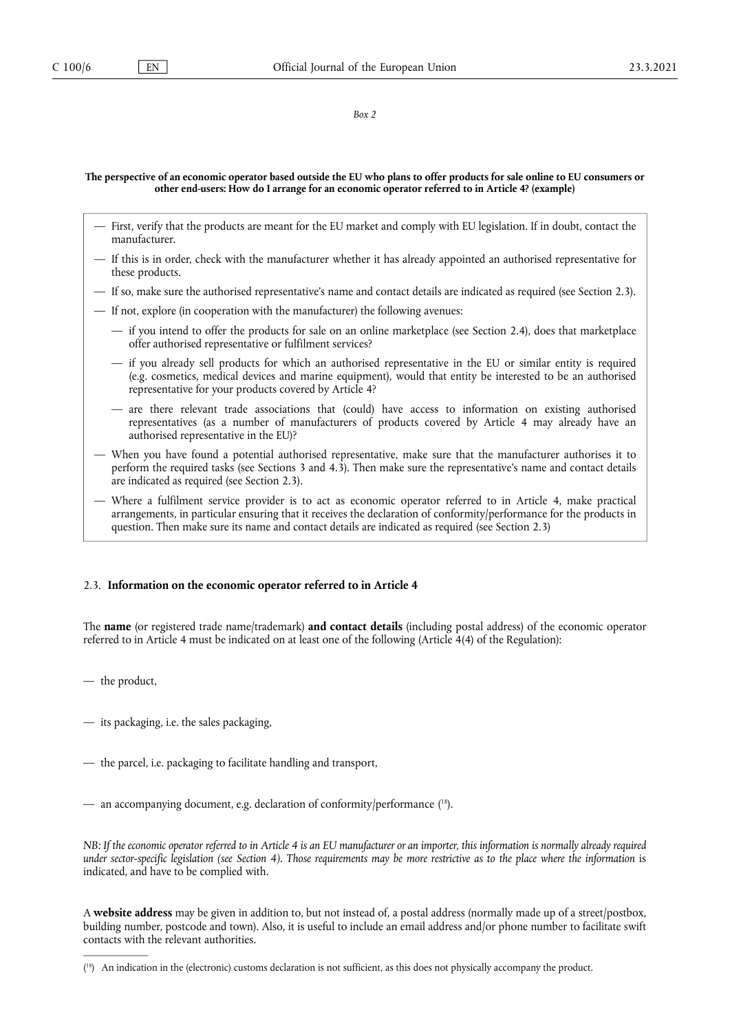*Box 2*

**The perspective of an economic operator based outside the EU who plans to offer products for sale online to EU consumers or other end-users: How do I arrange for an economic operator referred to in Article 4? (example)**

- First, verify that the products are meant for the EU market and comply with EU legislation. If in doubt, contact the manufacturer.
- If this is in order, check with the manufacturer whether it has already appointed an authorised representative for these products.
- If so, make sure the authorised representative's name and contact details are indicated as required (see Section 2.3).
- If not, explore (in cooperation with the manufacturer) the following avenues:
  - if you intend to offer the products for sale on an online marketplace (see Section 2.4), does that marketplace offer authorised representative or fulfilment services?
  - if you already sell products for which an authorised representative in the EU or similar entity is required (e.g. cosmetics, medical devices and marine equipment), would that entity be interested to be an authorised representative for your products covered by Article 4?
  - are there relevant trade associations that (could) have access to information on existing authorised representatives (as a number of manufacturers of products covered by Article 4 may already have an authorised representative in the EU)?
- When you have found a potential authorised representative, make sure that the manufacturer authorises it to perform the required tasks (see Sections 3 and 4.3). Then make sure the representative's name and contact details are indicated as required (see Section 2.3).
- Where a fulfilment service provider is to act as economic operator referred to in Article 4, make practical arrangements, in particular ensuring that it receives the declaration of conformity/performance for the products in question. Then make sure its name and contact details are indicated as required (see Section 2.3)

## 2.3. Information on the economic operator referred to in Article 4

The **name** (or registered trade name/trademark) **and contact details** (including postal address) of the economic operator referred to in Article 4 must be indicated on at least one of the following (Article 4(4) of the Regulation):

- the product,
- its packaging, i.e. the sales packaging,
- the parcel, i.e. packaging to facilitate handling and transport,
- an accompanying document, e.g. declaration of conformity/performance [18].

*NB: If the economic operator referred to in Article 4 is an EU manufacturer or an importer, this information is normally already required under sector-specific legislation (see Section 4). Those requirements may be more restrictive as to the place where the information* is indicated, and have to be complied with.

A **website address** may be given in addition to, but not instead of, a postal address (normally made up of a street/postbox, building number, postcode and town). Also, it is useful to include an email address and/or phone number to facilitate swift contacts with the relevant authorities.

---

[18] An indication in the (electronic) customs declaration is not sufficient, as this does not physically accompany the product.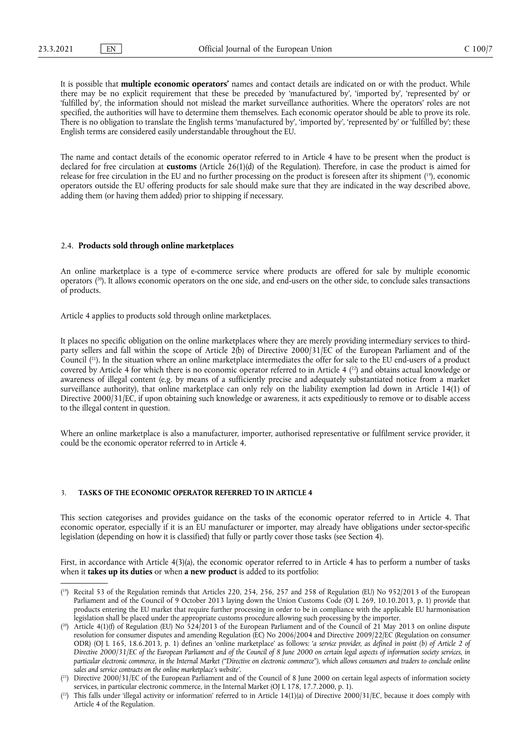It is possible that **multiple economic operators'** names and contact details are indicated on or with the product. While there may be no explicit requirement that these be preceded by 'manufactured by', 'imported by', 'represented by' or 'fulfilled by', the information should not mislead the market surveillance authorities. Where the operators' roles are not specified, the authorities will have to determine them themselves. Each economic operator should be able to prove its role. There is no obligation to translate the English terms 'manufactured by', 'imported by', 'represented by' or 'fulfilled by'; these English terms are considered easily understandable throughout the EU.

The name and contact details of the economic operator referred to in Article 4 have to be present when the product is declared for free circulation at **customs** (Article 26(1)(d) of the Regulation). Therefore, in case the product is aimed for release for free circulation in the EU and no further processing on the product is foreseen after its shipment ([19]), economic operators outside the EU offering products for sale should make sure that they are indicated in the way described above, adding them (or having them added) prior to shipping if necessary.

### 2.4. **Products sold through online marketplaces**

An online marketplace is a type of e-commerce service where products are offered for sale by multiple economic operators ([20]). It allows economic operators on the one side, and end-users on the other side, to conclude sales transactions of products.

Article 4 applies to products sold through online marketplaces.

It places no specific obligation on the online marketplaces where they are merely providing intermediary services to third-party sellers and fall within the scope of Article 2(b) of Directive 2000/31/EC of the European Parliament and of the Council ([21]). In the situation where an online marketplace intermediates the offer for sale to the EU end-users of a product covered by Article 4 for which there is no economic operator referred to in Article 4 ([22]) and obtains actual knowledge or awareness of illegal content (e.g. by means of a sufficiently precise and adequately substantiated notice from a market surveillance authority), that online marketplace can only rely on the liability exemption lad down in Article 14(1) of Directive 2000/31/EC, if upon obtaining such knowledge or awareness, it acts expeditiously to remove or to disable access to the illegal content in question.

Where an online marketplace is also a manufacturer, importer, authorised representative or fulfilment service provider, it could be the economic operator referred to in Article 4.

## 3. **TASKS OF THE ECONOMIC OPERATOR REFERRED TO IN ARTICLE 4**

This section categorises and provides guidance on the tasks of the economic operator referred to in Article 4. That economic operator, especially if it is an EU manufacturer or importer, may already have obligations under sector-specific legislation (depending on how it is classified) that fully or partly cover those tasks (see Section 4).

First, in accordance with Article 4(3)(a), the economic operator referred to in Article 4 has to perform a number of tasks when it **takes up its duties** or when **a new product** is added to its portfolio:

---

([19]) Recital 53 of the Regulation reminds that Articles 220, 254, 256, 257 and 258 of Regulation (EU) No 952/2013 of the European Parliament and of the Council of 9 October 2013 laying down the Union Customs Code (OJ L 269, 10.10.2013, p. 1) provide that products entering the EU market that require further processing in order to be in compliance with the applicable EU harmonisation legislation shall be placed under the appropriate customs procedure allowing such processing by the importer.

([20]) Article 4(1)(f) of Regulation (EU) No 524/2013 of the European Parliament and of the Council of 21 May 2013 on online dispute resolution for consumer disputes and amending Regulation (EC) No 2006/2004 and Directive 2009/22/EC (Regulation on consumer ODR) (OJ L 165, 18.6.2013, p. 1) defines an 'online marketplace' as follows: '*a service provider, as defined in point (b) of Article 2 of Directive 2000/31/EC of the European Parliament and of the Council of 8 June 2000 on certain legal aspects of information society services, in particular electronic commerce, in the Internal Market ("Directive on electronic commerce"), which allows consumers and traders to conclude online sales and service contracts on the online marketplace's website*'.

([21]) Directive 2000/31/EC of the European Parliament and of the Council of 8 June 2000 on certain legal aspects of information society services, in particular electronic commerce, in the Internal Market (OJ L 178, 17.7.2000, p. 1).

([22]) This falls under 'illegal activity or information' referred to in Article 14(1)(a) of Directive 2000/31/EC, because it does comply with Article 4 of the Regulation.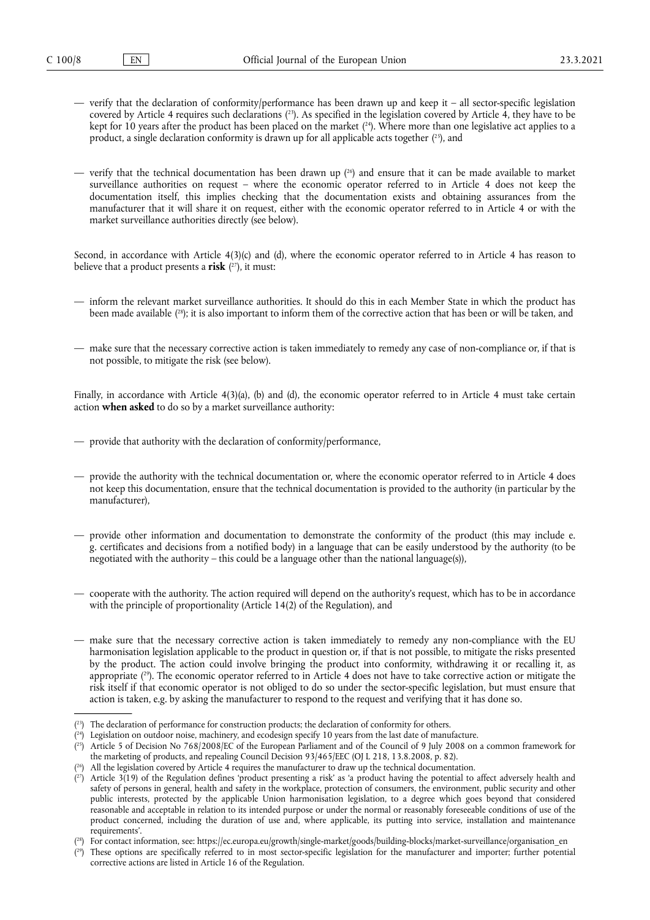— verify that the declaration of conformity/performance has been drawn up and keep it – all sector-specific legislation covered by Article 4 requires such declarations [23]. As specified in the legislation covered by Article 4, they have to be kept for 10 years after the product has been placed on the market [24]. Where more than one legislative act applies to a product, a single declaration conformity is drawn up for all applicable acts together [25], and

— verify that the technical documentation has been drawn up [26] and ensure that it can be made available to market surveillance authorities on request – where the economic operator referred to in Article 4 does not keep the documentation itself, this implies checking that the documentation exists and obtaining assurances from the manufacturer that it will share it on request, either with the economic operator referred to in Article 4 or with the market surveillance authorities directly (see below).

Second, in accordance with Article 4(3)(c) and (d), where the economic operator referred to in Article 4 has reason to believe that a product presents a **risk** [27], it must:

— inform the relevant market surveillance authorities. It should do this in each Member State in which the product has been made available [28]; it is also important to inform them of the corrective action that has been or will be taken, and

— make sure that the necessary corrective action is taken immediately to remedy any case of non-compliance or, if that is not possible, to mitigate the risk (see below).

Finally, in accordance with Article 4(3)(a), (b) and (d), the economic operator referred to in Article 4 must take certain action **when asked** to do so by a market surveillance authority:

— provide that authority with the declaration of conformity/performance,

— provide the authority with the technical documentation or, where the economic operator referred to in Article 4 does not keep this documentation, ensure that the technical documentation is provided to the authority (in particular by the manufacturer),

— provide other information and documentation to demonstrate the conformity of the product (this may include e.g. certificates and decisions from a notified body) in a language that can be easily understood by the authority (to be negotiated with the authority – this could be a language other than the national language(s)),

— cooperate with the authority. The action required will depend on the authority's request, which has to be in accordance with the principle of proportionality (Article 14(2) of the Regulation), and

— make sure that the necessary corrective action is taken immediately to remedy any non-compliance with the EU harmonisation legislation applicable to the product in question or, if that is not possible, to mitigate the risks presented by the product. The action could involve bringing the product into conformity, withdrawing it or recalling it, as appropriate [29]. The economic operator referred to in Article 4 does not have to take corrective action or mitigate the risk itself if that economic operator is not obliged to do so under the sector-specific legislation, but must ensure that action is taken, e.g. by asking the manufacturer to respond to the request and verifying that it has done so.

---

[23] The declaration of performance for construction products; the declaration of conformity for others.

[24] Legislation on outdoor noise, machinery, and ecodesign specify 10 years from the last date of manufacture.

[25] Article 5 of Decision No 768/2008/EC of the European Parliament and of the Council of 9 July 2008 on a common framework for the marketing of products, and repealing Council Decision 93/465/EEC (OJ L 218, 13.8.2008, p. 82).

[26] All the legislation covered by Article 4 requires the manufacturer to draw up the technical documentation.

[27] Article 3(19) of the Regulation defines 'product presenting a risk' as 'a product having the potential to affect adversely health and safety of persons in general, health and safety in the workplace, protection of consumers, the environment, public security and other public interests, protected by the applicable Union harmonisation legislation, to a degree which goes beyond that considered reasonable and acceptable in relation to its intended purpose or under the normal or reasonably foreseeable conditions of use of the product concerned, including the duration of use and, where applicable, its putting into service, installation and maintenance requirements'.

[28] For contact information, see: https://ec.europa.eu/growth/single-market/goods/building-blocks/market-surveillance/organisation_en

[29] These options are specifically referred to in most sector-specific legislation for the manufacturer and importer; further potential corrective actions are listed in Article 16 of the Regulation.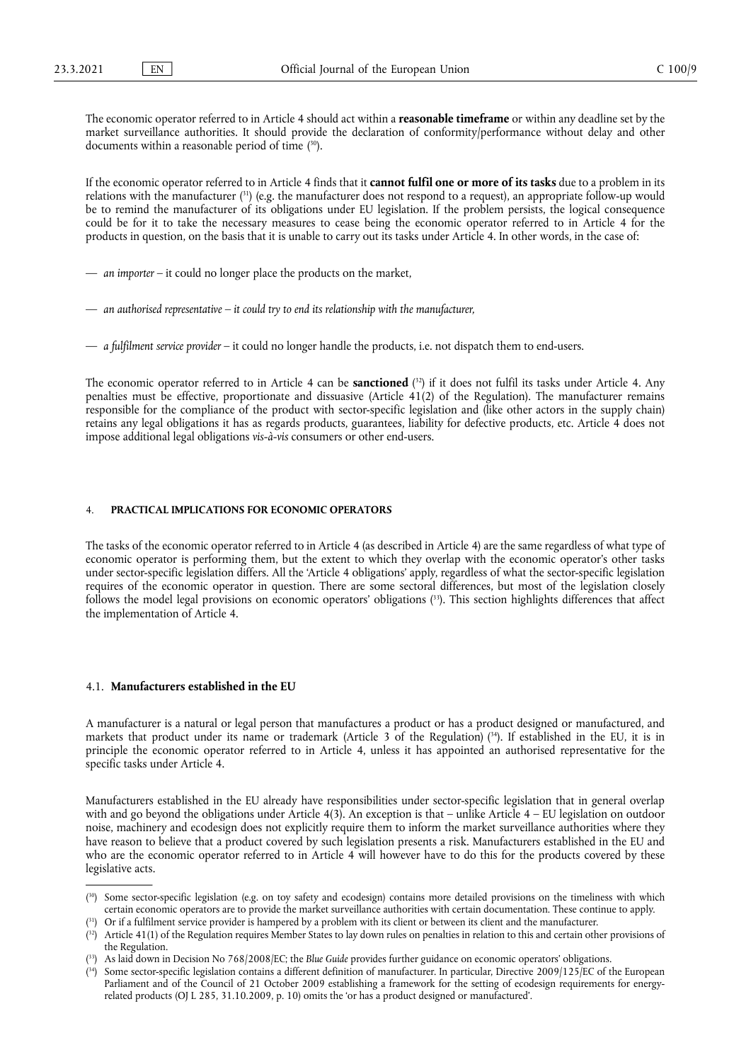The economic operator referred to in Article 4 should act within a **reasonable timeframe** or within any deadline set by the market surveillance authorities. It should provide the declaration of conformity/performance without delay and other documents within a reasonable period of time [30].

If the economic operator referred to in Article 4 finds that it **cannot fulfil one or more of its tasks** due to a problem in its relations with the manufacturer [31] (e.g. the manufacturer does not respond to a request), an appropriate follow-up would be to remind the manufacturer of its obligations under EU legislation. If the problem persists, the logical consequence could be for it to take the necessary measures to cease being the economic operator referred to in Article 4 for the products in question, on the basis that it is unable to carry out its tasks under Article 4. In other words, in the case of:

— *an importer* – it could no longer place the products on the market,

— *an authorised representative – it could try to end its relationship with the manufacturer,*

— *a fulfilment service provider* – it could no longer handle the products, i.e. not dispatch them to end-users.

The economic operator referred to in Article 4 can be **sanctioned** [32] if it does not fulfil its tasks under Article 4. Any penalties must be effective, proportionate and dissuasive (Article 41(2) of the Regulation). The manufacturer remains responsible for the compliance of the product with sector-specific legislation and (like other actors in the supply chain) retains any legal obligations it has as regards products, guarantees, liability for defective products, etc. Article 4 does not impose additional legal obligations *vis-à-vis* consumers or other end-users.

## 4. PRACTICAL IMPLICATIONS FOR ECONOMIC OPERATORS

The tasks of the economic operator referred to in Article 4 (as described in Article 4) are the same regardless of what type of economic operator is performing them, but the extent to which they overlap with the economic operator's other tasks under sector-specific legislation differs. All the 'Article 4 obligations' apply, regardless of what the sector-specific legislation requires of the economic operator in question. There are some sectoral differences, but most of the legislation closely follows the model legal provisions on economic operators' obligations [33]. This section highlights differences that affect the implementation of Article 4.

### 4.1. Manufacturers established in the EU

A manufacturer is a natural or legal person that manufactures a product or has a product designed or manufactured, and markets that product under its name or trademark (Article 3 of the Regulation) [34]. If established in the EU, it is in principle the economic operator referred to in Article 4, unless it has appointed an authorised representative for the specific tasks under Article 4.

Manufacturers established in the EU already have responsibilities under sector-specific legislation that in general overlap with and go beyond the obligations under Article 4(3). An exception is that – unlike Article 4 – EU legislation on outdoor noise, machinery and ecodesign does not explicitly require them to inform the market surveillance authorities where they have reason to believe that a product covered by such legislation presents a risk. Manufacturers established in the EU and who are the economic operator referred to in Article 4 will however have to do this for the products covered by these legislative acts.

---

[30] Some sector-specific legislation (e.g. on toy safety and ecodesign) contains more detailed provisions on the timeliness with which certain economic operators are to provide the market surveillance authorities with certain documentation. These continue to apply.

[31] Or if a fulfilment service provider is hampered by a problem with its client or between its client and the manufacturer.

[32] Article 41(1) of the Regulation requires Member States to lay down rules on penalties in relation to this and certain other provisions of the Regulation.

[33] As laid down in Decision No 768/2008/EC; the *Blue Guide* provides further guidance on economic operators' obligations.

[34] Some sector-specific legislation contains a different definition of manufacturer. In particular, Directive 2009/125/EC of the European Parliament and of the Council of 21 October 2009 establishing a framework for the setting of ecodesign requirements for energy-related products (OJ L 285, 31.10.2009, p. 10) omits the 'or has a product designed or manufactured'.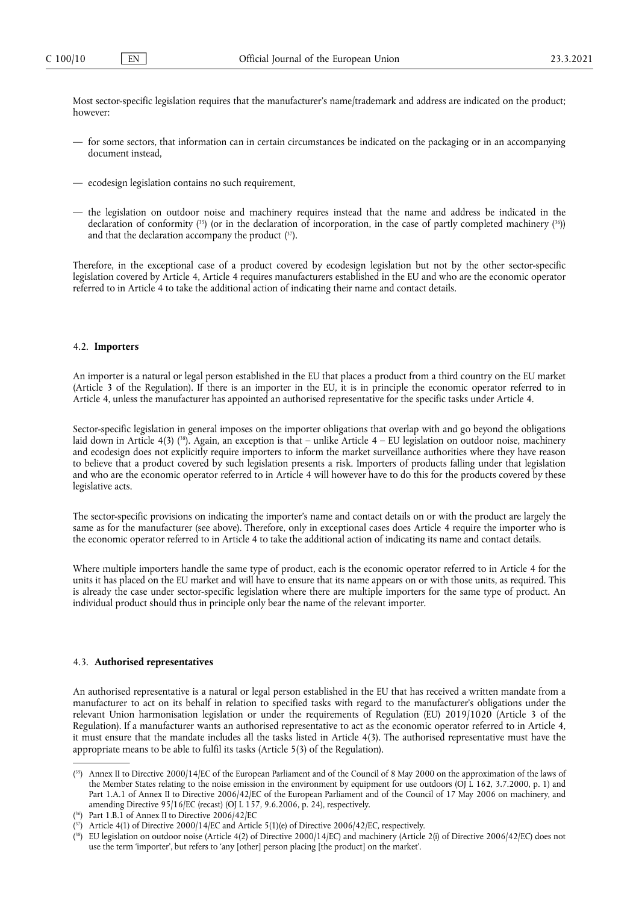Most sector-specific legislation requires that the manufacturer's name/trademark and address are indicated on the product; however:

- for some sectors, that information can in certain circumstances be indicated on the packaging or in an accompanying document instead,
- ecodesign legislation contains no such requirement,
- the legislation on outdoor noise and machinery requires instead that the name and address be indicated in the declaration of conformity [35] (or in the declaration of incorporation, in the case of partly completed machinery [36]) and that the declaration accompany the product [37].

Therefore, in the exceptional case of a product covered by ecodesign legislation but not by the other sector-specific legislation covered by Article 4, Article 4 requires manufacturers established in the EU and who are the economic operator referred to in Article 4 to take the additional action of indicating their name and contact details.

### 4.2. **Importers**

An importer is a natural or legal person established in the EU that places a product from a third country on the EU market (Article 3 of the Regulation). If there is an importer in the EU, it is in principle the economic operator referred to in Article 4, unless the manufacturer has appointed an authorised representative for the specific tasks under Article 4.

Sector-specific legislation in general imposes on the importer obligations that overlap with and go beyond the obligations laid down in Article 4(3) [38]. Again, an exception is that – unlike Article 4 – EU legislation on outdoor noise, machinery and ecodesign does not explicitly require importers to inform the market surveillance authorities where they have reason to believe that a product covered by such legislation presents a risk. Importers of products falling under that legislation and who are the economic operator referred to in Article 4 will however have to do this for the products covered by these legislative acts.

The sector-specific provisions on indicating the importer's name and contact details on or with the product are largely the same as for the manufacturer (see above). Therefore, only in exceptional cases does Article 4 require the importer who is the economic operator referred to in Article 4 to take the additional action of indicating its name and contact details.

Where multiple importers handle the same type of product, each is the economic operator referred to in Article 4 for the units it has placed on the EU market and will have to ensure that its name appears on or with those units, as required. This is already the case under sector-specific legislation where there are multiple importers for the same type of product. An individual product should thus in principle only bear the name of the relevant importer.

### 4.3. **Authorised representatives**

An authorised representative is a natural or legal person established in the EU that has received a written mandate from a manufacturer to act on its behalf in relation to specified tasks with regard to the manufacturer's obligations under the relevant Union harmonisation legislation or under the requirements of Regulation (EU) 2019/1020 (Article 3 of the Regulation). If a manufacturer wants an authorised representative to act as the economic operator referred to in Article 4, it must ensure that the mandate includes all the tasks listed in Article 4(3). The authorised representative must have the appropriate means to be able to fulfil its tasks (Article 5(3) of the Regulation).

---

([35]) Annex II to Directive 2000/14/EC of the European Parliament and of the Council of 8 May 2000 on the approximation of the laws of the Member States relating to the noise emission in the environment by equipment for use outdoors (OJ L 162, 3.7.2000, p. 1) and Part 1.A.1 of Annex II to Directive 2006/42/EC of the European Parliament and of the Council of 17 May 2006 on machinery, and amending Directive 95/16/EC (recast) (OJ L 157, 9.6.2006, p. 24), respectively.

([36]) Part 1.B.1 of Annex II to Directive 2006/42/EC

([37]) Article 4(1) of Directive 2000/14/EC and Article 5(1)(e) of Directive 2006/42/EC, respectively.

([38]) EU legislation on outdoor noise (Article 4(2) of Directive 2000/14/EC) and machinery (Article 2(i) of Directive 2006/42/EC) does not use the term 'importer', but refers to 'any [other] person placing [the product] on the market'.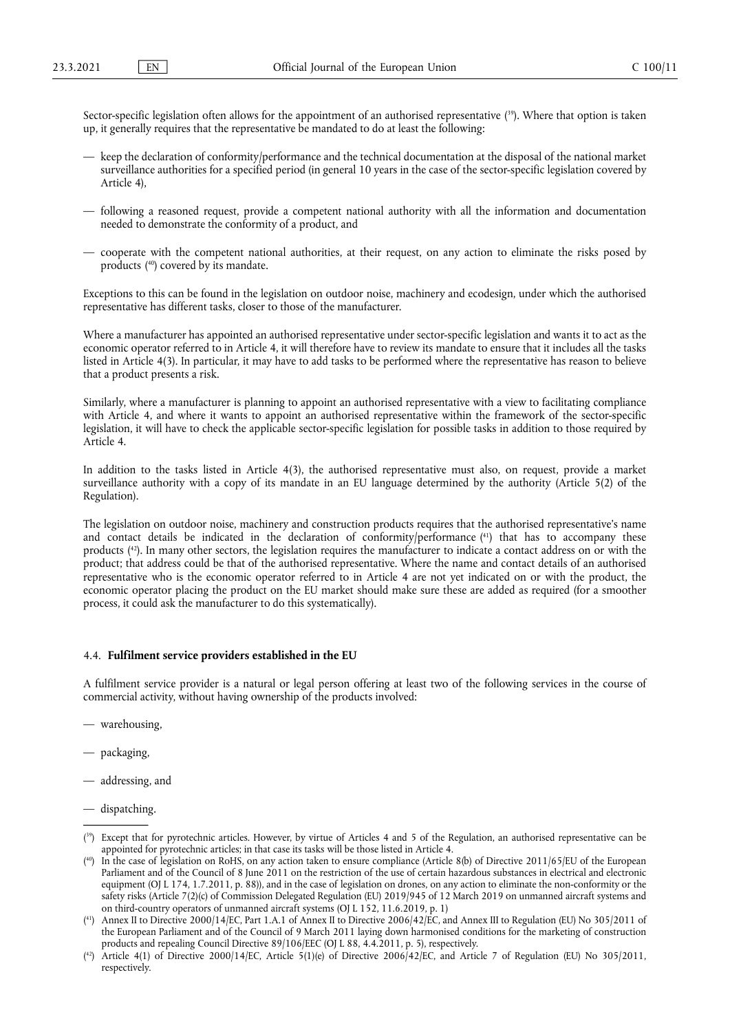Sector-specific legislation often allows for the appointment of an authorised representative ([39]). Where that option is taken up, it generally requires that the representative be mandated to do at least the following:

- keep the declaration of conformity/performance and the technical documentation at the disposal of the national market surveillance authorities for a specified period (in general 10 years in the case of the sector-specific legislation covered by Article 4),
- following a reasoned request, provide a competent national authority with all the information and documentation needed to demonstrate the conformity of a product, and
- cooperate with the competent national authorities, at their request, on any action to eliminate the risks posed by products ([40]) covered by its mandate.

Exceptions to this can be found in the legislation on outdoor noise, machinery and ecodesign, under which the authorised representative has different tasks, closer to those of the manufacturer.

Where a manufacturer has appointed an authorised representative under sector-specific legislation and wants it to act as the economic operator referred to in Article 4, it will therefore have to review its mandate to ensure that it includes all the tasks listed in Article 4(3). In particular, it may have to add tasks to be performed where the representative has reason to believe that a product presents a risk.

Similarly, where a manufacturer is planning to appoint an authorised representative with a view to facilitating compliance with Article 4, and where it wants to appoint an authorised representative within the framework of the sector-specific legislation, it will have to check the applicable sector-specific legislation for possible tasks in addition to those required by Article 4.

In addition to the tasks listed in Article 4(3), the authorised representative must also, on request, provide a market surveillance authority with a copy of its mandate in an EU language determined by the authority (Article 5(2) of the Regulation).

The legislation on outdoor noise, machinery and construction products requires that the authorised representative's name and contact details be indicated in the declaration of conformity/performance ([41]) that has to accompany these products ([42]). In many other sectors, the legislation requires the manufacturer to indicate a contact address on or with the product; that address could be that of the authorised representative. Where the name and contact details of an authorised representative who is the economic operator referred to in Article 4 are not yet indicated on or with the product, the economic operator placing the product on the EU market should make sure these are added as required (for a smoother process, it could ask the manufacturer to do this systematically).

### 4.4. **Fulfilment service providers established in the EU**

A fulfilment service provider is a natural or legal person offering at least two of the following services in the course of commercial activity, without having ownership of the products involved:

- warehousing,
- packaging,
- addressing, and
- dispatching.

---

([39]) Except that for pyrotechnic articles. However, by virtue of Articles 4 and 5 of the Regulation, an authorised representative can be appointed for pyrotechnic articles; in that case its tasks will be those listed in Article 4.

([40]) In the case of legislation on RoHS, on any action taken to ensure compliance (Article 8(b) of Directive 2011/65/EU of the European Parliament and of the Council of 8 June 2011 on the restriction of the use of certain hazardous substances in electrical and electronic equipment (OJ L 174, 1.7.2011, p. 88)), and in the case of legislation on drones, on any action to eliminate the non-conformity or the safety risks (Article 7(2)(c) of Commission Delegated Regulation (EU) 2019/945 of 12 March 2019 on unmanned aircraft systems and on third-country operators of unmanned aircraft systems (OJ L 152, 11.6.2019, p. 1)

([41]) Annex II to Directive 2000/14/EC, Part 1.A.1 of Annex II to Directive 2006/42/EC, and Annex III to Regulation (EU) No 305/2011 of the European Parliament and of the Council of 9 March 2011 laying down harmonised conditions for the marketing of construction products and repealing Council Directive 89/106/EEC (OJ L 88, 4.4.2011, p. 5), respectively.

([42]) Article 4(1) of Directive 2000/14/EC, Article 5(1)(e) of Directive 2006/42/EC, and Article 7 of Regulation (EU) No 305/2011, respectively.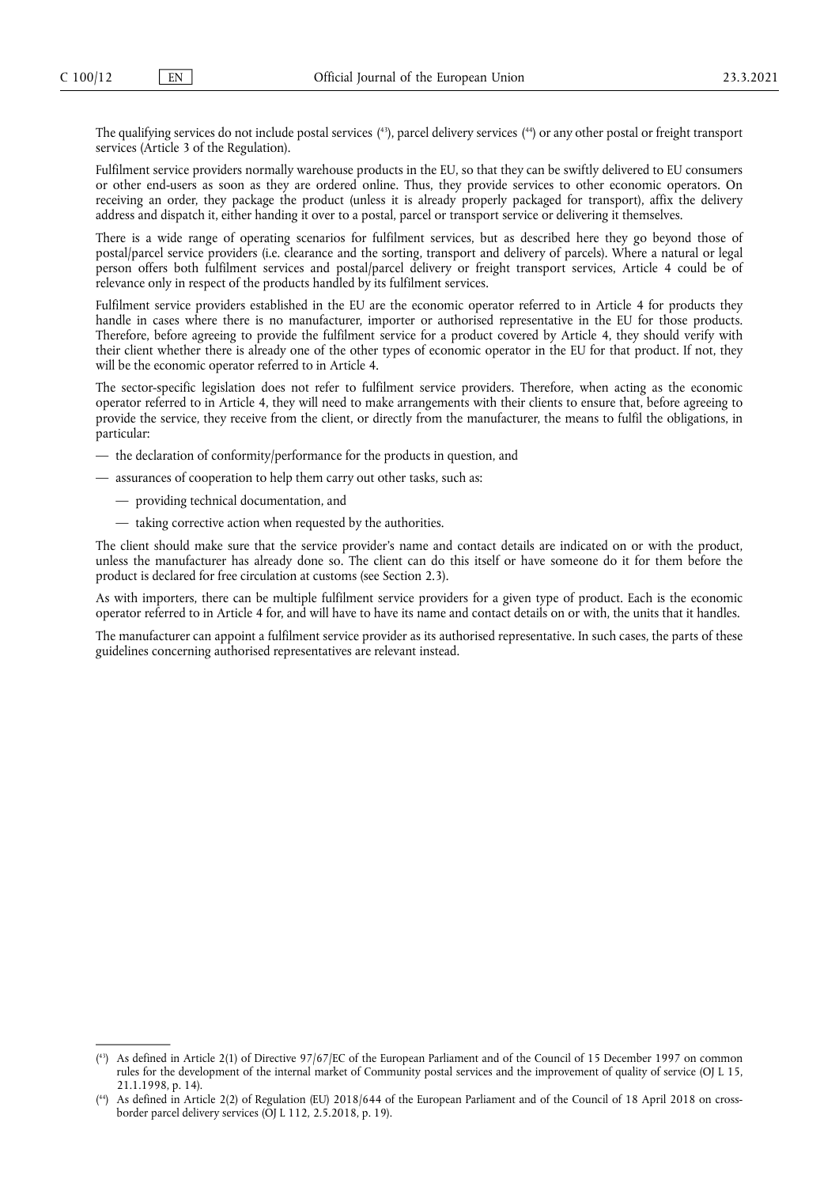The qualifying services do not include postal services ([43]), parcel delivery services ([44]) or any other postal or freight transport services (Article 3 of the Regulation).

Fulfilment service providers normally warehouse products in the EU, so that they can be swiftly delivered to EU consumers or other end-users as soon as they are ordered online. Thus, they provide services to other economic operators. On receiving an order, they package the product (unless it is already properly packaged for transport), affix the delivery address and dispatch it, either handing it over to a postal, parcel or transport service or delivering it themselves.

There is a wide range of operating scenarios for fulfilment services, but as described here they go beyond those of postal/parcel service providers (i.e. clearance and the sorting, transport and delivery of parcels). Where a natural or legal person offers both fulfilment services and postal/parcel delivery or freight transport services, Article 4 could be of relevance only in respect of the products handled by its fulfilment services.

Fulfilment service providers established in the EU are the economic operator referred to in Article 4 for products they handle in cases where there is no manufacturer, importer or authorised representative in the EU for those products. Therefore, before agreeing to provide the fulfilment service for a product covered by Article 4, they should verify with their client whether there is already one of the other types of economic operator in the EU for that product. If not, they will be the economic operator referred to in Article 4.

The sector-specific legislation does not refer to fulfilment service providers. Therefore, when acting as the economic operator referred to in Article 4, they will need to make arrangements with their clients to ensure that, before agreeing to provide the service, they receive from the client, or directly from the manufacturer, the means to fulfil the obligations, in particular:

- the declaration of conformity/performance for the products in question, and
- assurances of cooperation to help them carry out other tasks, such as:
  - providing technical documentation, and
  - taking corrective action when requested by the authorities.

The client should make sure that the service provider's name and contact details are indicated on or with the product, unless the manufacturer has already done so. The client can do this itself or have someone do it for them before the product is declared for free circulation at customs (see Section 2.3).

As with importers, there can be multiple fulfilment service providers for a given type of product. Each is the economic operator referred to in Article 4 for, and will have to have its name and contact details on or with, the units that it handles.

The manufacturer can appoint a fulfilment service provider as its authorised representative. In such cases, the parts of these guidelines concerning authorised representatives are relevant instead.

---

([43]) As defined in Article 2(1) of Directive 97/67/EC of the European Parliament and of the Council of 15 December 1997 on common rules for the development of the internal market of Community postal services and the improvement of quality of service (OJ L 15, 21.1.1998, p. 14).

([44]) As defined in Article 2(2) of Regulation (EU) 2018/644 of the European Parliament and of the Council of 18 April 2018 on cross-border parcel delivery services (OJ L 112, 2.5.2018, p. 19).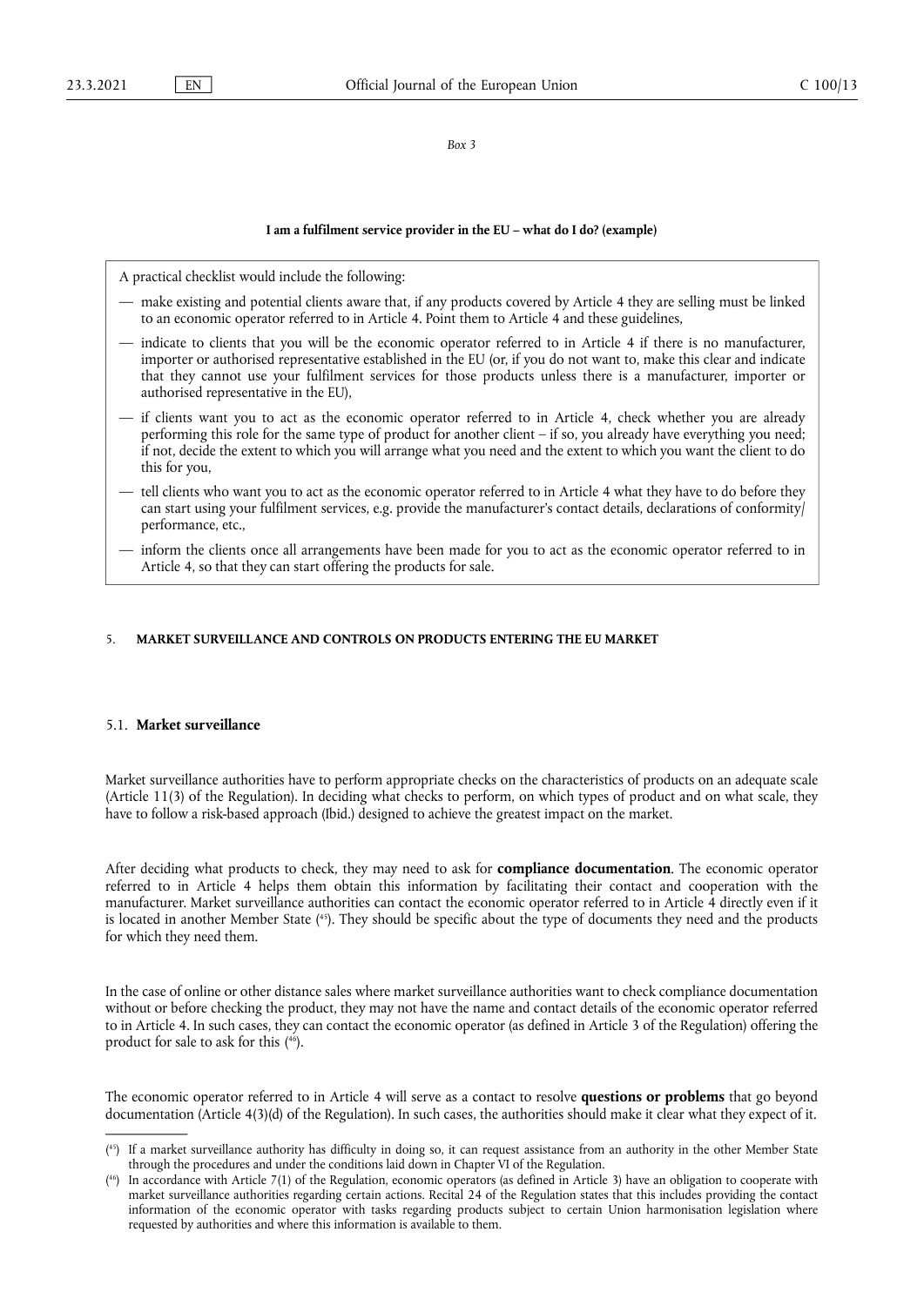*Box 3*

**I am a fulfilment service provider in the EU – what do I do? (example)**

A practical checklist would include the following:

— make existing and potential clients aware that, if any products covered by Article 4 they are selling must be linked to an economic operator referred to in Article 4. Point them to Article 4 and these guidelines,

— indicate to clients that you will be the economic operator referred to in Article 4 if there is no manufacturer, importer or authorised representative established in the EU (or, if you do not want to, make this clear and indicate that they cannot use your fulfilment services for those products unless there is a manufacturer, importer or authorised representative in the EU),

— if clients want you to act as the economic operator referred to in Article 4, check whether you are already performing this role for the same type of product for another client – if so, you already have everything you need; if not, decide the extent to which you will arrange what you need and the extent to which you want the client to do this for you,

— tell clients who want you to act as the economic operator referred to in Article 4 what they have to do before they can start using your fulfilment services, e.g. provide the manufacturer's contact details, declarations of conformity/performance, etc.,

— inform the clients once all arrangements have been made for you to act as the economic operator referred to in Article 4, so that they can start offering the products for sale.

## 5. MARKET SURVEILLANCE AND CONTROLS ON PRODUCTS ENTERING THE EU MARKET

### 5.1. Market surveillance

Market surveillance authorities have to perform appropriate checks on the characteristics of products on an adequate scale (Article 11(3) of the Regulation). In deciding what checks to perform, on which types of product and on what scale, they have to follow a risk-based approach (Ibid.) designed to achieve the greatest impact on the market.

After deciding what products to check, they may need to ask for **compliance documentation**. The economic operator referred to in Article 4 helps them obtain this information by facilitating their contact and cooperation with the manufacturer. Market surveillance authorities can contact the economic operator referred to in Article 4 directly even if it is located in another Member State ([45]). They should be specific about the type of documents they need and the products for which they need them.

In the case of online or other distance sales where market surveillance authorities want to check compliance documentation without or before checking the product, they may not have the name and contact details of the economic operator referred to in Article 4. In such cases, they can contact the economic operator (as defined in Article 3 of the Regulation) offering the product for sale to ask for this ([46]).

The economic operator referred to in Article 4 will serve as a contact to resolve **questions or problems** that go beyond documentation (Article 4(3)(d) of the Regulation). In such cases, the authorities should make it clear what they expect of it.

---

([45]) If a market surveillance authority has difficulty in doing so, it can request assistance from an authority in the other Member State through the procedures and under the conditions laid down in Chapter VI of the Regulation.

([46]) In accordance with Article 7(1) of the Regulation, economic operators (as defined in Article 3) have an obligation to cooperate with market surveillance authorities regarding certain actions. Recital 24 of the Regulation states that this includes providing the contact information of the economic operator with tasks regarding products subject to certain Union harmonisation legislation where requested by authorities and where this information is available to them.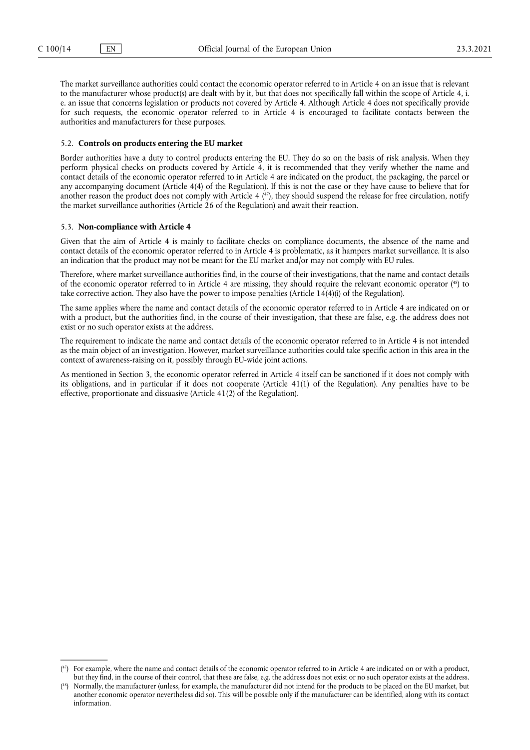The market surveillance authorities could contact the economic operator referred to in Article 4 on an issue that is relevant to the manufacturer whose product(s) are dealt with by it, but that does not specifically fall within the scope of Article 4, i. e. an issue that concerns legislation or products not covered by Article 4. Although Article 4 does not specifically provide for such requests, the economic operator referred to in Article 4 is encouraged to facilitate contacts between the authorities and manufacturers for these purposes.

### 5.2. **Controls on products entering the EU market**

Border authorities have a duty to control products entering the EU. They do so on the basis of risk analysis. When they perform physical checks on products covered by Article 4, it is recommended that they verify whether the name and contact details of the economic operator referred to in Article 4 are indicated on the product, the packaging, the parcel or any accompanying document (Article 4(4) of the Regulation). If this is not the case or they have cause to believe that for another reason the product does not comply with Article 4 [47], they should suspend the release for free circulation, notify the market surveillance authorities (Article 26 of the Regulation) and await their reaction.

### 5.3. **Non-compliance with Article 4**

Given that the aim of Article 4 is mainly to facilitate checks on compliance documents, the absence of the name and contact details of the economic operator referred to in Article 4 is problematic, as it hampers market surveillance. It is also an indication that the product may not be meant for the EU market and/or may not comply with EU rules.

Therefore, where market surveillance authorities find, in the course of their investigations, that the name and contact details of the economic operator referred to in Article 4 are missing, they should require the relevant economic operator [48] to take corrective action. They also have the power to impose penalties (Article 14(4)(i) of the Regulation).

The same applies where the name and contact details of the economic operator referred to in Article 4 are indicated on or with a product, but the authorities find, in the course of their investigation, that these are false, e.g. the address does not exist or no such operator exists at the address.

The requirement to indicate the name and contact details of the economic operator referred to in Article 4 is not intended as the main object of an investigation. However, market surveillance authorities could take specific action in this area in the context of awareness-raising on it, possibly through EU-wide joint actions.

As mentioned in Section 3, the economic operator referred in Article 4 itself can be sanctioned if it does not comply with its obligations, and in particular if it does not cooperate (Article 41(1) of the Regulation). Any penalties have to be effective, proportionate and dissuasive (Article 41(2) of the Regulation).

---

(47) For example, where the name and contact details of the economic operator referred to in Article 4 are indicated on or with a product, but they find, in the course of their control, that these are false, e.g. the address does not exist or no such operator exists at the address.

(48) Normally, the manufacturer (unless, for example, the manufacturer did not intend for the products to be placed on the EU market, but another economic operator nevertheless did so). This will be possible only if the manufacturer can be identified, along with its contact information.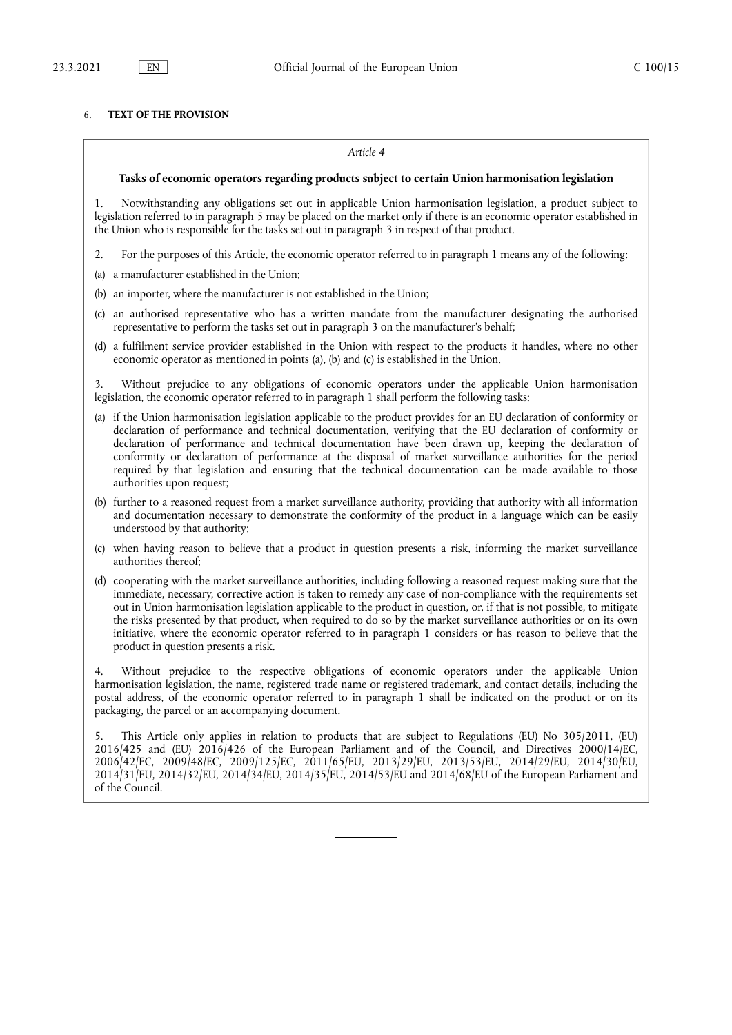## 6. **TEXT OF THE PROVISION**

*Article 4*

**Tasks of economic operators regarding products subject to certain Union harmonisation legislation**

1. Notwithstanding any obligations set out in applicable Union harmonisation legislation, a product subject to legislation referred to in paragraph 5 may be placed on the market only if there is an economic operator established in the Union who is responsible for the tasks set out in paragraph 3 in respect of that product.

2. For the purposes of this Article, the economic operator referred to in paragraph 1 means any of the following:

(a) a manufacturer established in the Union;

(b) an importer, where the manufacturer is not established in the Union;

(c) an authorised representative who has a written mandate from the manufacturer designating the authorised representative to perform the tasks set out in paragraph 3 on the manufacturer's behalf;

(d) a fulfilment service provider established in the Union with respect to the products it handles, where no other economic operator as mentioned in points (a), (b) and (c) is established in the Union.

3. Without prejudice to any obligations of economic operators under the applicable Union harmonisation legislation, the economic operator referred to in paragraph 1 shall perform the following tasks:

(a) if the Union harmonisation legislation applicable to the product provides for an EU declaration of conformity or declaration of performance and technical documentation, verifying that the EU declaration of conformity or declaration of performance and technical documentation have been drawn up, keeping the declaration of conformity or declaration of performance at the disposal of market surveillance authorities for the period required by that legislation and ensuring that the technical documentation can be made available to those authorities upon request;

(b) further to a reasoned request from a market surveillance authority, providing that authority with all information and documentation necessary to demonstrate the conformity of the product in a language which can be easily understood by that authority;

(c) when having reason to believe that a product in question presents a risk, informing the market surveillance authorities thereof;

(d) cooperating with the market surveillance authorities, including following a reasoned request making sure that the immediate, necessary, corrective action is taken to remedy any case of non-compliance with the requirements set out in Union harmonisation legislation applicable to the product in question, or, if that is not possible, to mitigate the risks presented by that product, when required to do so by the market surveillance authorities or on its own initiative, where the economic operator referred to in paragraph 1 considers or has reason to believe that the product in question presents a risk.

4. Without prejudice to the respective obligations of economic operators under the applicable Union harmonisation legislation, the name, registered trade name or registered trademark, and contact details, including the postal address, of the economic operator referred to in paragraph 1 shall be indicated on the product or on its packaging, the parcel or an accompanying document.

5. This Article only applies in relation to products that are subject to Regulations (EU) No 305/2011, (EU) 2016/425 and (EU) 2016/426 of the European Parliament and of the Council, and Directives 2000/14/EC, 2006/42/EC, 2009/48/EC, 2009/125/EC, 2011/65/EU, 2013/29/EU, 2013/53/EU, 2014/29/EU, 2014/30/EU, 2014/31/EU, 2014/32/EU, 2014/34/EU, 2014/35/EU, 2014/53/EU and 2014/68/EU of the European Parliament and of the Council.